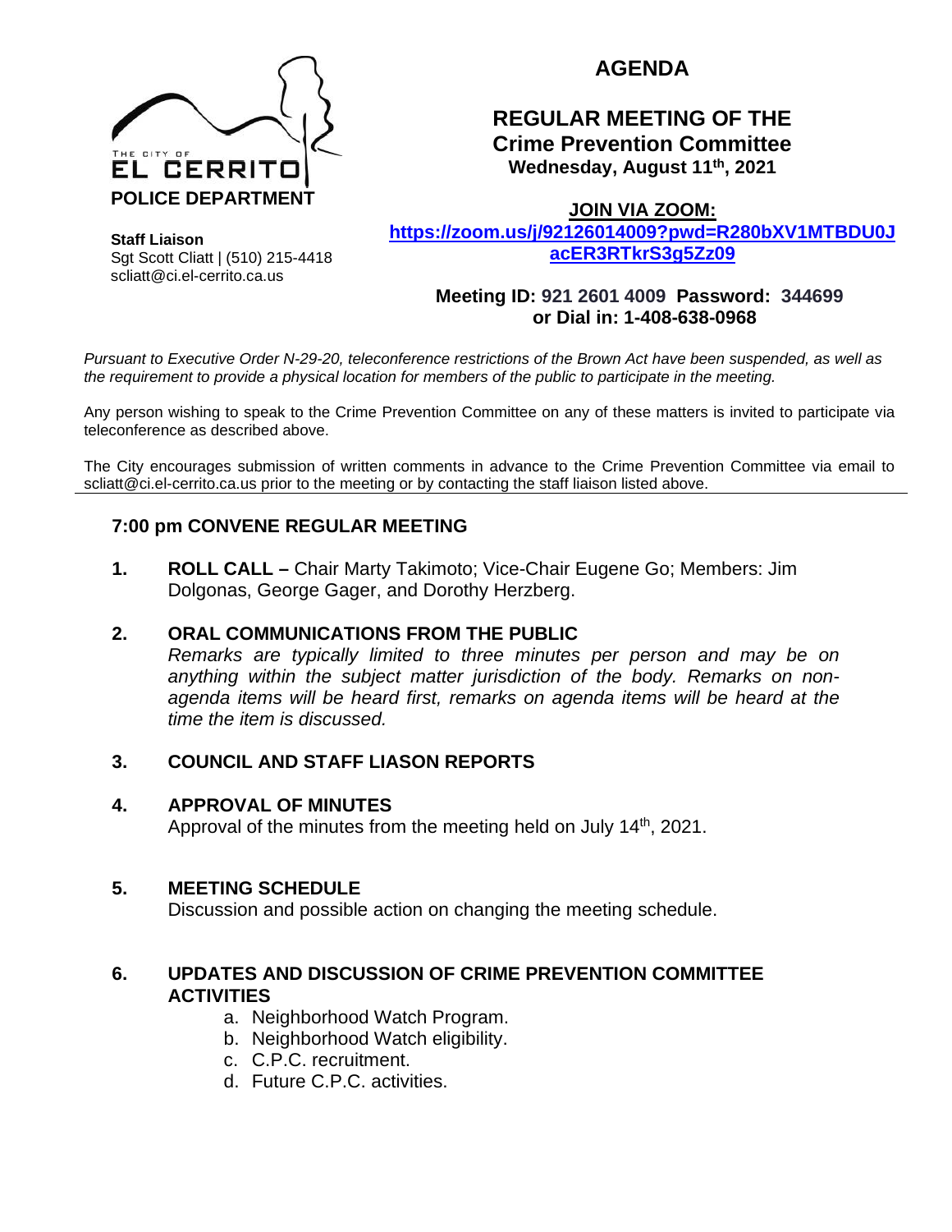THE CITY OF
EL CERRITO
**POLICE DEPARTMENT**

**Staff Liaison**
Sgt Scott Cliatt | (510) 215-4418
scliatt@ci.el-cerrito.ca.us

# AGENDA

## REGULAR MEETING OF THE Crime Prevention Committee

**Wednesday, August 11th, 2021**

**JOIN VIA ZOOM:**
**https://zoom.us/j/92126014009?pwd=R280bXV1MTBDU0JacER3RTkrS3g5Zz09**

**Meeting ID: 921 2601 4009 Password: 344699**
**or Dial in: 1-408-638-0968**

*Pursuant to Executive Order N-29-20, teleconference restrictions of the Brown Act have been suspended, as well as the requirement to provide a physical location for members of the public to participate in the meeting.*

Any person wishing to speak to the Crime Prevention Committee on any of these matters is invited to participate via teleconference as described above.

The City encourages submission of written comments in advance to the Crime Prevention Committee via email to scliatt@ci.el-cerrito.ca.us prior to the meeting or by contacting the staff liaison listed above.

---

### 7:00 pm CONVENE REGULAR MEETING

1. **ROLL CALL –** Chair Marty Takimoto; Vice-Chair Eugene Go; Members: Jim Dolgonas, George Gager, and Dorothy Herzberg.

2. **ORAL COMMUNICATIONS FROM THE PUBLIC**
   *Remarks are typically limited to three minutes per person and may be on anything within the subject matter jurisdiction of the body. Remarks on non-agenda items will be heard first, remarks on agenda items will be heard at the time the item is discussed.*

3. **COUNCIL AND STAFF LIASON REPORTS**

4. **APPROVAL OF MINUTES**
   Approval of the minutes from the meeting held on July 14th, 2021.

5. **MEETING SCHEDULE**
   Discussion and possible action on changing the meeting schedule.

6. **UPDATES AND DISCUSSION OF CRIME PREVENTION COMMITTEE ACTIVITIES**
   a. Neighborhood Watch Program.
   b. Neighborhood Watch eligibility.
   c. C.P.C. recruitment.
   d. Future C.P.C. activities.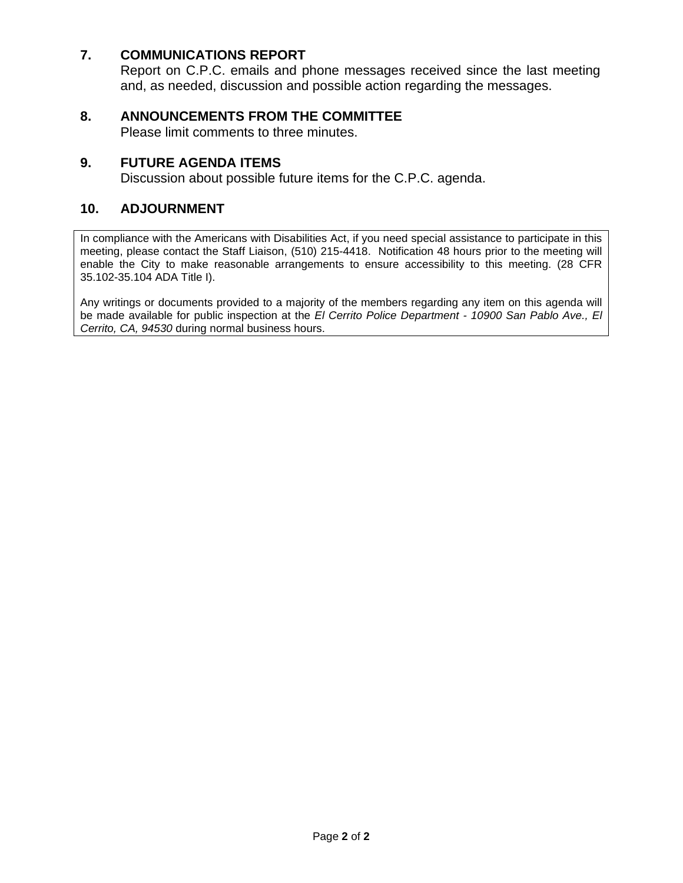**7. COMMUNICATIONS REPORT**

Report on C.P.C. emails and phone messages received since the last meeting and, as needed, discussion and possible action regarding the messages.

**8. ANNOUNCEMENTS FROM THE COMMITTEE**

Please limit comments to three minutes.

**9. FUTURE AGENDA ITEMS**

Discussion about possible future items for the C.P.C. agenda.

**10. ADJOURNMENT**

In compliance with the Americans with Disabilities Act, if you need special assistance to participate in this meeting, please contact the Staff Liaison, (510) 215-4418. Notification 48 hours prior to the meeting will enable the City to make reasonable arrangements to ensure accessibility to this meeting. (28 CFR 35.102-35.104 ADA Title I).

Any writings or documents provided to a majority of the members regarding any item on this agenda will be made available for public inspection at the *El Cerrito Police Department - 10900 San Pablo Ave., El Cerrito, CA, 94530* during normal business hours.